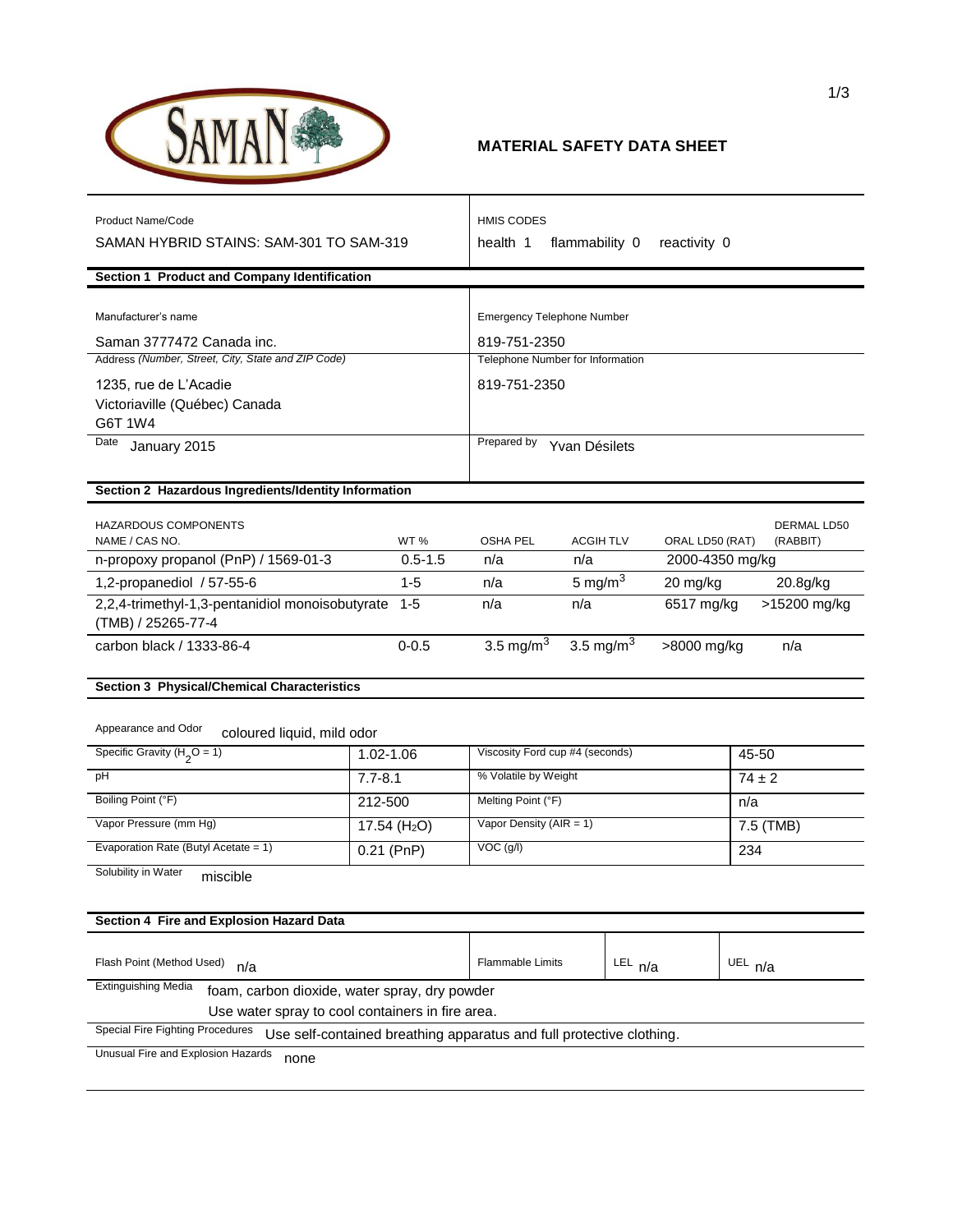# MATERIAL SAFETY DATA SHEET

| Product Name/Code | HMIS CODES |
|---|---|
| SAMAN HYBRID STAINS: SAM-301 TO SAM-319 | health 1 flammability 0 reactivity 0 |

## Section 1 Product and Company Identification

| Manufacturer's name | Emergency Telephone Number |
|---|---|
| Saman 3777472 Canada inc. | 819-751-2350 |
| Address *(Number, Street, City, State and ZIP Code)* | Telephone Number for Information |
| 1235, rue de L'Acadie<br>Victoriaville (Québec) Canada<br>G6T 1W4 | 819-751-2350 |
| Date January 2015 | Prepared by Yvan Désilets |

## Section 2 Hazardous Ingredients/Identity Information

| HAZARDOUS COMPONENTS NAME / CAS NO. | WT % | OSHA PEL | ACGIH TLV | ORAL LD50 (RAT) | DERMAL LD50 (RABBIT) |
|---|---|---|---|---|---|
| n-propoxy propanol (PnP) / 1569-01-3 | 0.5-1.5 | n/a | n/a | 2000-4350 mg/kg | |
| 1,2-propanediol / 57-55-6 | 1-5 | n/a | 5 mg/m$^3$ | 20 mg/kg | 20.8g/kg |
| 2,2,4-trimethyl-1,3-pentanidiol monoisobutyrate (TMB) / 25265-77-4 | 1-5 | n/a | n/a | 6517 mg/kg | >15200 mg/kg |
| carbon black / 1333-86-4 | 0-0.5 | 3.5 mg/m$^3$ | 3.5 mg/m$^3$ | >8000 mg/kg | n/a |

## Section 3 Physical/Chemical Characteristics

Appearance and Odor coloured liquid, mild odor

| | | | |
|---|---|---|---|
| Specific Gravity ($H_2O$ = 1) | 1.02-1.06 | Viscosity Ford cup #4 (seconds) | 45-50 |
| pH | 7.7-8.1 | % Volatile by Weight | 74 ± 2 |
| Boiling Point (°F) | 212-500 | Melting Point (°F) | n/a |
| Vapor Pressure (mm Hg) | 17.54 ($H_2O$) | Vapor Density (AIR = 1) | 7.5 (TMB) |
| Evaporation Rate (Butyl Acetate = 1) | 0.21 (PnP) | VOC (g/l) | 234 |

Solubility in Water miscible

## Section 4 Fire and Explosion Hazard Data

| Flash Point (Method Used) | Flammable Limits | LEL | UEL |
|---|---|---|---|
| n/a | | n/a | n/a |

Extinguishing Media foam, carbon dioxide, water spray, dry powder
Use water spray to cool containers in fire area.

Special Fire Fighting Procedures Use self-contained breathing apparatus and full protective clothing.

Unusual Fire and Explosion Hazards none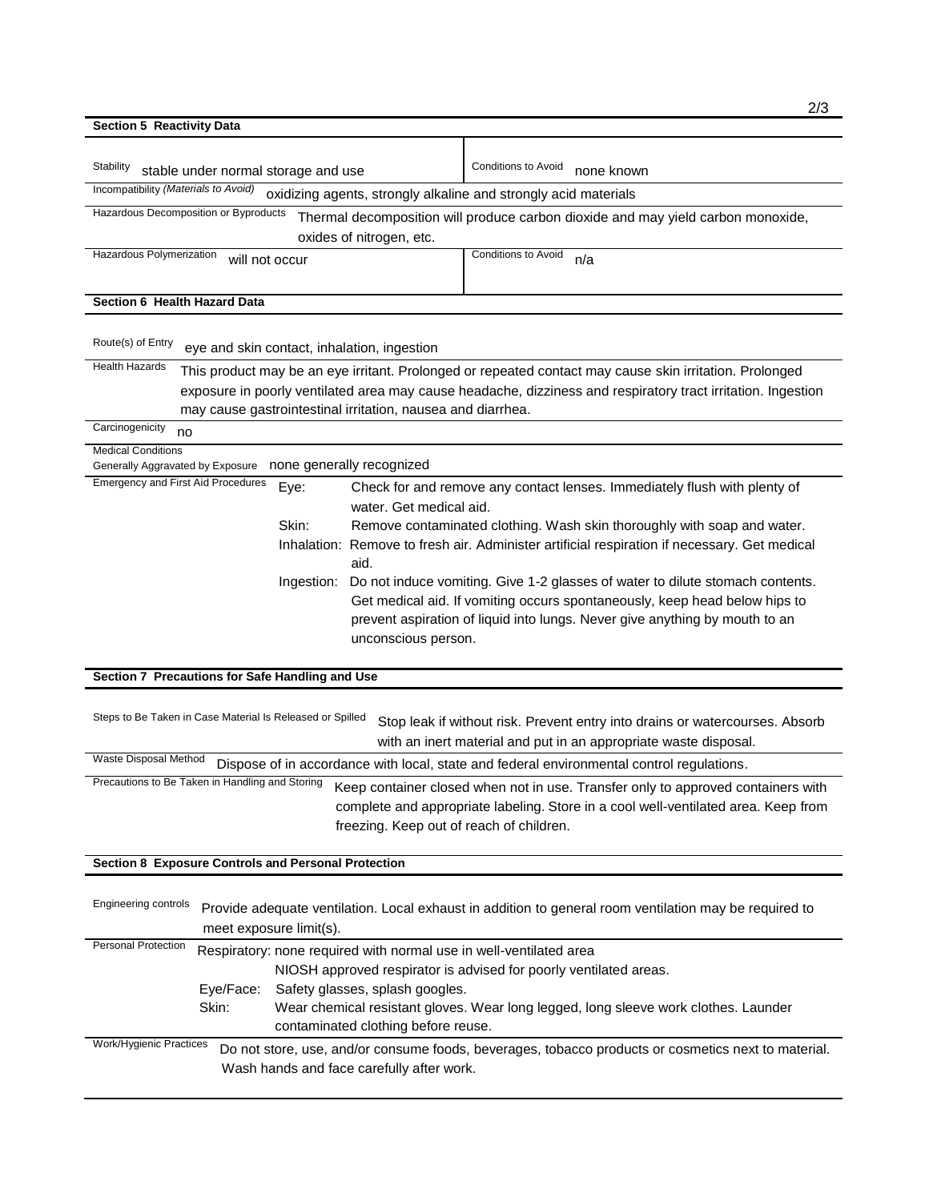## Section 5 Reactivity Data

| | | | |
|---|---|---|---|
| Stability | stable under normal storage and use | Conditions to Avoid | none known |
| Incompatibility *(Materials to Avoid)* | oxidizing agents, strongly alkaline and strongly acid materials | | |
| Hazardous Decomposition or Byproducts | Thermal decomposition will produce carbon dioxide and may yield carbon monoxide, oxides of nitrogen, etc. | | |
| Hazardous Polymerization | will not occur | Conditions to Avoid | n/a |

## Section 6 Health Hazard Data

**Route(s) of Entry:** eye and skin contact, inhalation, ingestion

**Health Hazards:** This product may be an eye irritant. Prolonged or repeated contact may cause skin irritation. Prolonged exposure in poorly ventilated area may cause headache, dizziness and respiratory tract irritation. Ingestion may cause gastrointestinal irritation, nausea and diarrhea.

**Carcinogenicity:** no

**Medical Conditions Generally Aggravated by Exposure:** none generally recognized

**Emergency and First Aid Procedures:**

- Eye: Check for and remove any contact lenses. Immediately flush with plenty of water. Get medical aid.
- Skin: Remove contaminated clothing. Wash skin thoroughly with soap and water.
- Inhalation: Remove to fresh air. Administer artificial respiration if necessary. Get medical aid.
- Ingestion: Do not induce vomiting. Give 1-2 glasses of water to dilute stomach contents. Get medical aid. If vomiting occurs spontaneously, keep head below hips to prevent aspiration of liquid into lungs. Never give anything by mouth to an unconscious person.

## Section 7 Precautions for Safe Handling and Use

**Steps to Be Taken in Case Material Is Released or Spilled:** Stop leak if without risk. Prevent entry into drains or watercourses. Absorb with an inert material and put in an appropriate waste disposal.

**Waste Disposal Method:** Dispose of in accordance with local, state and federal environmental control regulations.

**Precautions to Be Taken in Handling and Storing:** Keep container closed when not in use. Transfer only to approved containers with complete and appropriate labeling. Store in a cool well-ventilated area. Keep from freezing. Keep out of reach of children.

## Section 8 Exposure Controls and Personal Protection

**Engineering controls:** Provide adequate ventilation. Local exhaust in addition to general room ventilation may be required to meet exposure limit(s).

**Personal Protection:**

- Respiratory: none required with normal use in well-ventilated area. NIOSH approved respirator is advised for poorly ventilated areas.
- Eye/Face: Safety glasses, splash googles.
- Skin: Wear chemical resistant gloves. Wear long legged, long sleeve work clothes. Launder contaminated clothing before reuse.

**Work/Hygienic Practices:** Do not store, use, and/or consume foods, beverages, tobacco products or cosmetics next to material. Wash hands and face carefully after work.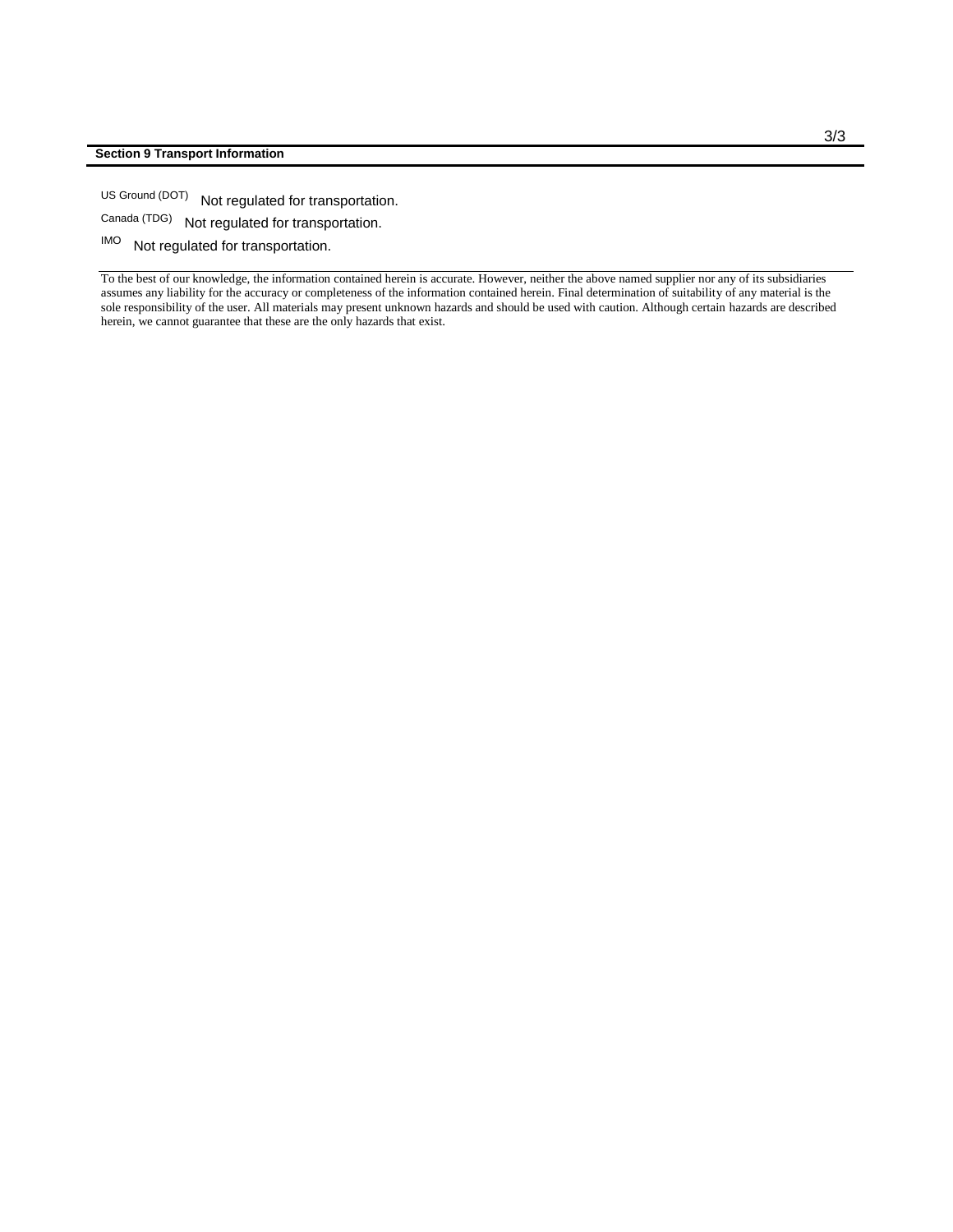## Section 9 Transport Information

US Ground (DOT) Not regulated for transportation.

Canada (TDG) Not regulated for transportation.

IMO Not regulated for transportation.

To the best of our knowledge, the information contained herein is accurate. However, neither the above named supplier nor any of its subsidiaries assumes any liability for the accuracy or completeness of the information contained herein. Final determination of suitability of any material is the sole responsibility of the user. All materials may present unknown hazards and should be used with caution. Although certain hazards are described herein, we cannot guarantee that these are the only hazards that exist.